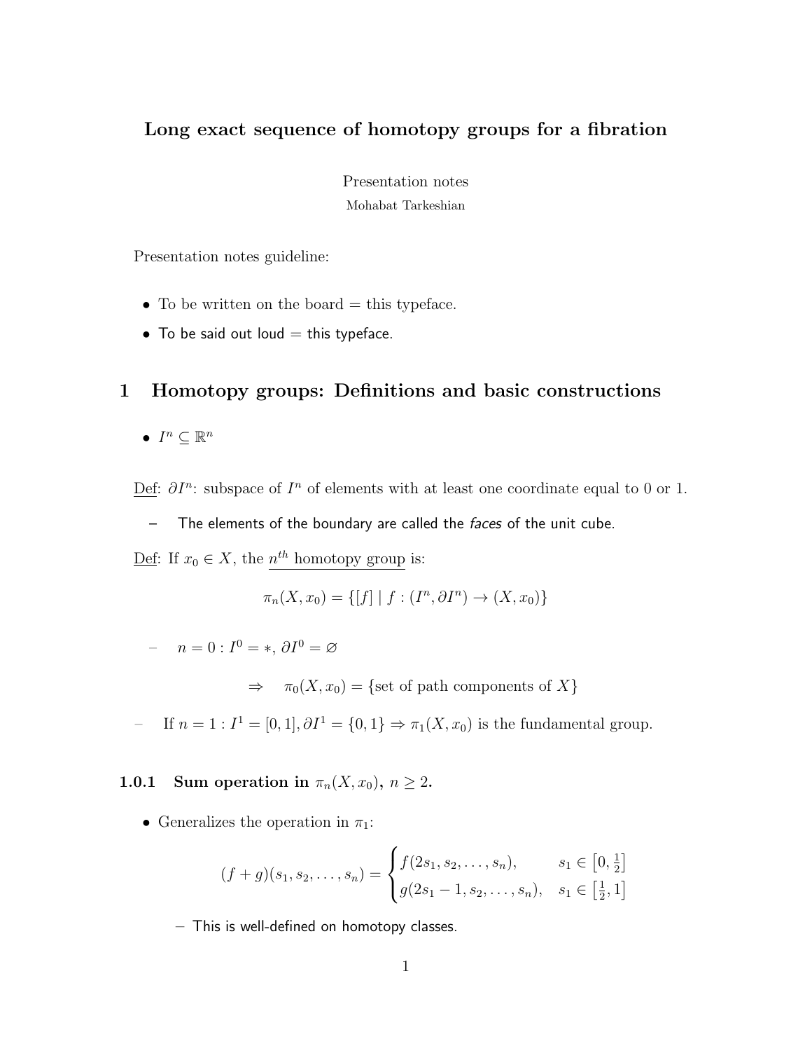# Long exact sequence of homotopy groups for a fibration

Presentation notes

Mohabat Tarkeshian

Presentation notes guideline:

- To be written on the board = this typeface.
- To be said out loud = this typeface.

## 1 Homotopy groups: Definitions and basic constructions

- $I^n \subseteq \mathbb{R}^n$

Def: $\partial I^n$: subspace of $I^n$ of elements with at least one coordinate equal to 0 or 1.

- The elements of the boundary are called the *faces* of the unit cube.

Def: If $x_0 \in X$, the $n^{th}$ homotopy group is:

$$\pi_n(X, x_0) = \{[f] \mid f : (I^n, \partial I^n) \to (X, x_0)\}$$

- $n = 0 : I^0 = *, \partial I^0 = \varnothing$

$$\Rightarrow \quad \pi_0(X, x_0) = \{\text{set of path components of } X\}$$

- If $n = 1 : I^1 = [0, 1], \partial I^1 = \{0, 1\} \Rightarrow \pi_1(X, x_0)$ is the fundamental group.

#### 1.0.1 Sum operation in $\pi_n(X, x_0)$, $n \geq 2$.

- Generalizes the operation in $\pi_1$:

$$(f + g)(s_1, s_2, \ldots, s_n) = \begin{cases} f(2s_1, s_2, \ldots, s_n), & s_1 \in \left[0, \frac{1}{2}\right] \\ g(2s_1 - 1, s_2, \ldots, s_n), & s_1 \in \left[\frac{1}{2}, 1\right] \end{cases}$$

- This is well-defined on homotopy classes.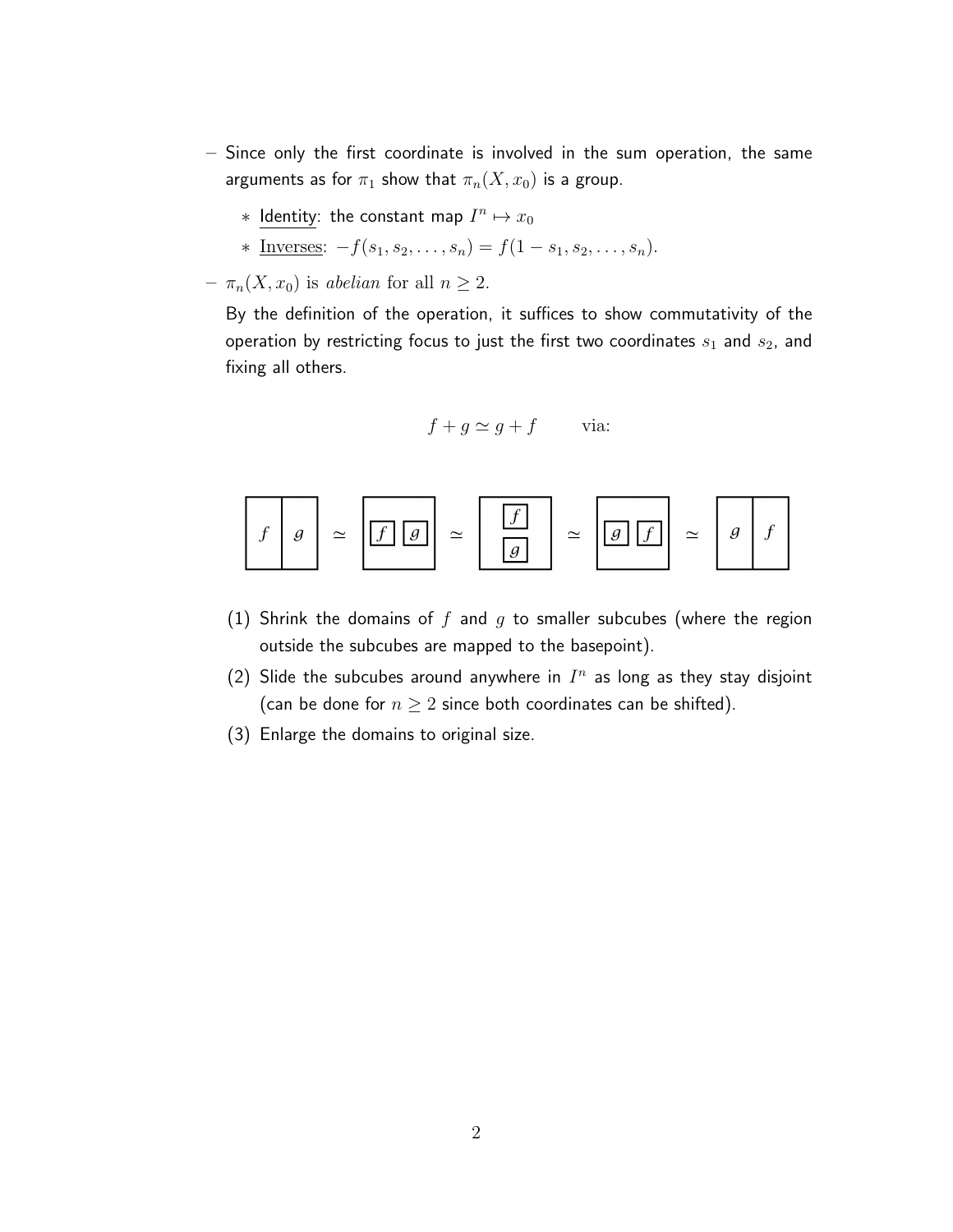- Since only the first coordinate is involved in the sum operation, the same arguments as for $\pi_1$ show that $\pi_n(X, x_0)$ is a group.
  - Identity: the constant map $I^n \mapsto x_0$
  - Inverses: $-f(s_1, s_2, \ldots, s_n) = f(1 - s_1, s_2, \ldots, s_n)$.
- $\pi_n(X, x_0)$ is *abelian* for all $n \geq 2$.

  By the definition of the operation, it suffices to show commutativity of the operation by restricting focus to just the first two coordinates $s_1$ and $s_2$, and fixing all others.

$$f + g \simeq g + f \qquad \text{via:}$$

  (1) Shrink the domains of $f$ and $g$ to smaller subcubes (where the region outside the subcubes are mapped to the basepoint).

  (2) Slide the subcubes around anywhere in $I^n$ as long as they stay disjoint (can be done for $n \geq 2$ since both coordinates can be shifted).

  (3) Enlarge the domains to original size.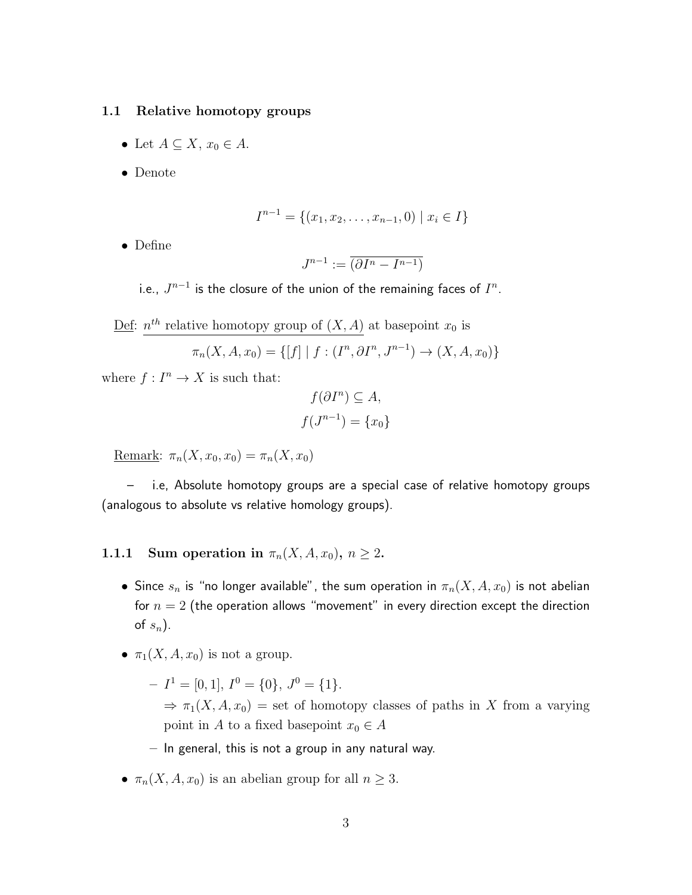### 1.1 Relative homotopy groups

- Let $A \subseteq X$, $x_0 \in A$.
- Denote

$$I^{n-1} = \{(x_1, x_2, \ldots, x_{n-1}, 0) \mid x_i \in I\}$$

- Define

$$J^{n-1} := \overline{(\partial I^n - I^{n-1})}$$

  i.e., $J^{n-1}$ is the closure of the union of the remaining faces of $I^n$.

Def: $n^{th}$ relative homotopy group of $(X, A)$ at basepoint $x_0$ is

$$\pi_n(X, A, x_0) = \{[f] \mid f : (I^n, \partial I^n, J^{n-1}) \to (X, A, x_0)\}$$

where $f : I^n \to X$ is such that:

$$f(\partial I^n) \subseteq A,$$
$$f(J^{n-1}) = \{x_0\}$$

Remark: $\pi_n(X, x_0, x_0) = \pi_n(X, x_0)$

– i.e, Absolute homotopy groups are a special case of relative homotopy groups (analogous to absolute vs relative homology groups).

#### 1.1.1 Sum operation in $\pi_n(X, A, x_0)$, $n \geq 2$.

- Since $s_n$ is "no longer available", the sum operation in $\pi_n(X, A, x_0)$ is not abelian for $n = 2$ (the operation allows "movement" in every direction except the direction of $s_n$).
- $\pi_1(X, A, x_0)$ is not a group.
  - $I^1 = [0, 1]$, $I^0 = \{0\}$, $J^0 = \{1\}$.
    $\Rightarrow \pi_1(X, A, x_0) =$ set of homotopy classes of paths in $X$ from a varying point in $A$ to a fixed basepoint $x_0 \in A$
  - In general, this is not a group in any natural way.
- $\pi_n(X, A, x_0)$ is an abelian group for all $n \geq 3$.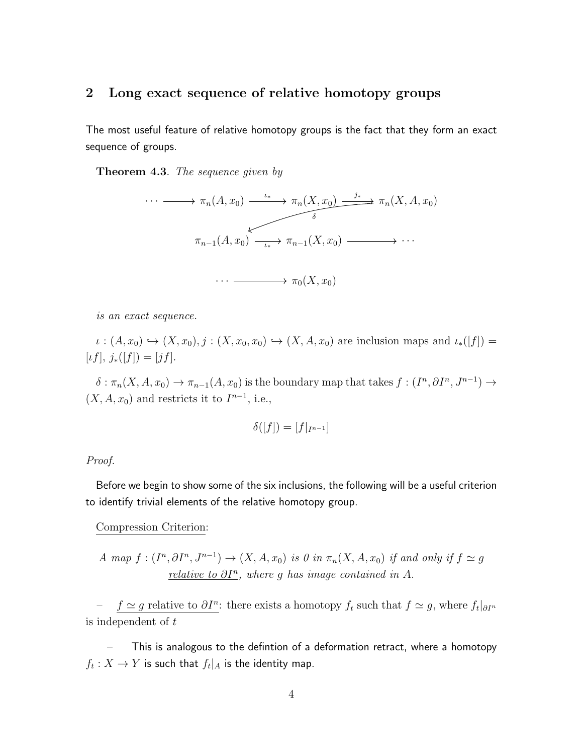## 2 Long exact sequence of relative homotopy groups

The most useful feature of relative homotopy groups is the fact that they form an exact sequence of groups.

**Theorem 4.3**. *The sequence given by*

$$\cdots \longrightarrow \pi_n(A, x_0) \xrightarrow{\iota_*} \pi_n(X, x_0) \xrightarrow{j_*} \pi_n(X, A, x_0) \xrightarrow{\delta} \pi_{n-1}(A, x_0) \xrightarrow{\iota_*} \pi_{n-1}(X, x_0) \longrightarrow \cdots$$

$$\cdots \longrightarrow \pi_0(X, x_0)$$

*is an exact sequence.*

$\iota : (A, x_0) \hookrightarrow (X, x_0)$, $j : (X, x_0, x_0) \hookrightarrow (X, A, x_0)$ are inclusion maps and $\iota_*([f]) = [\iota f]$, $j_*([f]) = [jf]$.

$\delta : \pi_n(X, A, x_0) \to \pi_{n-1}(A, x_0)$ is the boundary map that takes $f : (I^n, \partial I^n, J^{n-1}) \to (X, A, x_0)$ and restricts it to $I^{n-1}$, i.e.,

$$\delta([f]) = [f|_{I^{n-1}}]$$

*Proof.*

Before we begin to show some of the six inclusions, the following will be a useful criterion to identify trivial elements of the relative homotopy group.

Compression Criterion:

*A map $f : (I^n, \partial I^n, J^{n-1}) \to (X, A, x_0)$ is 0 in $\pi_n(X, A, x_0)$ if and only if $f \simeq g$ relative to $\partial I^n$, where $g$ has image contained in $A$.*

– $f \simeq g$ relative to $\partial I^n$: there exists a homotopy $f_t$ such that $f \simeq g$, where $f_t|_{\partial I^n}$ is independent of $t$

– This is analogous to the defintion of a deformation retract, where a homotopy $f_t : X \to Y$ is such that $f_t|_A$ is the identity map.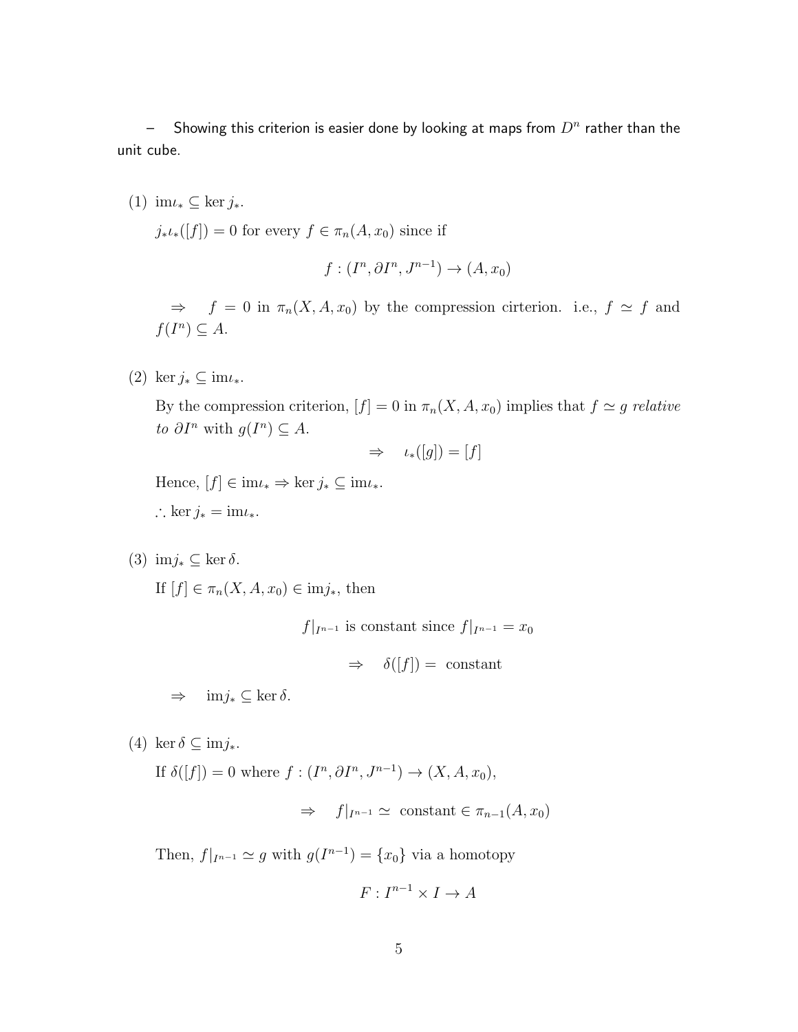– Showing this criterion is easier done by looking at maps from $D^n$ rather than the unit cube.

(1) $\mathrm{im}\iota_* \subseteq \ker j_*$.

$j_*\iota_*([f]) = 0$ for every $f \in \pi_n(A, x_0)$ since if

$$f : (I^n, \partial I^n, J^{n-1}) \to (A, x_0)$$

$\Rightarrow \quad f = 0$ in $\pi_n(X, A, x_0)$ by the compression cirterion. i.e., $f \simeq f$ and $f(I^n) \subseteq A$.

(2) $\ker j_* \subseteq \mathrm{im}\iota_*$.

By the compression criterion, $[f] = 0$ in $\pi_n(X, A, x_0)$ implies that $f \simeq g$ *relative to* $\partial I^n$ with $g(I^n) \subseteq A$.

$$\Rightarrow \quad \iota_*([g]) = [f]$$

Hence, $[f] \in \mathrm{im}\iota_* \Rightarrow \ker j_* \subseteq \mathrm{im}\iota_*$.

$\therefore \ker j_* = \mathrm{im}\iota_*$.

(3) $\mathrm{im}j_* \subseteq \ker \delta$.

If $[f] \in \pi_n(X, A, x_0) \in \mathrm{im}j_*$, then

$$f|_{I^{n-1}} \text{ is constant since } f|_{I^{n-1}} = x_0$$

$$\Rightarrow \quad \delta([f]) = \text{ constant}$$

$\Rightarrow \quad \mathrm{im}j_* \subseteq \ker \delta$.

(4) $\ker \delta \subseteq \mathrm{im}j_*$.

If $\delta([f]) = 0$ where $f : (I^n, \partial I^n, J^{n-1}) \to (X, A, x_0)$,

$$\Rightarrow \quad f|_{I^{n-1}} \simeq \text{ constant} \in \pi_{n-1}(A, x_0)$$

Then, $f|_{I^{n-1}} \simeq g$ with $g(I^{n-1}) = \{x_0\}$ via a homotopy

$$F : I^{n-1} \times I \to A$$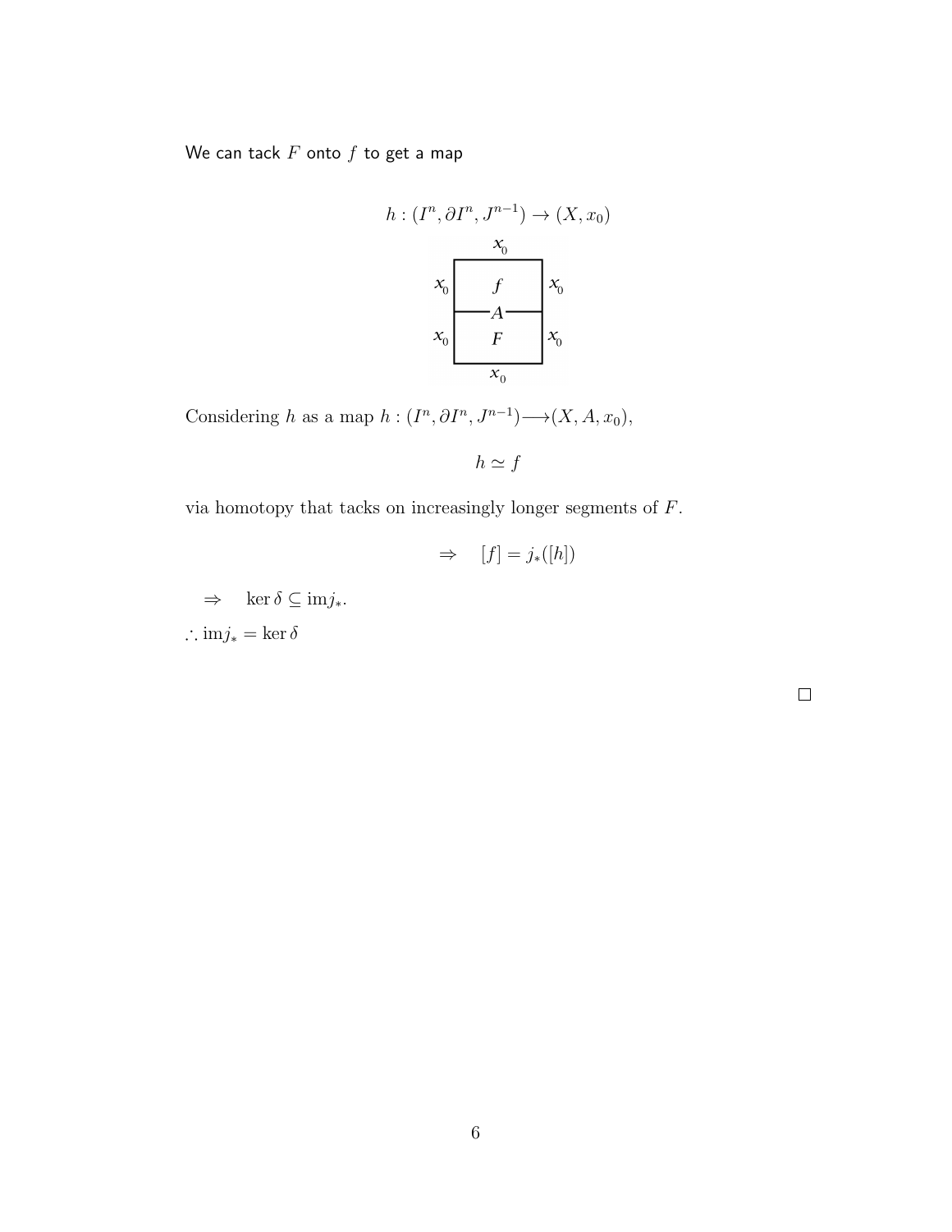We can tack $F$ onto $f$ to get a map

$$h : (I^n, \partial I^n, J^{n-1}) \to (X, x_0)$$

Considering $h$ as a map $h : (I^n, \partial I^n, J^{n-1}) \longrightarrow (X, A, x_0)$,

$$h \simeq f$$

via homotopy that tacks on increasingly longer segments of $F$.

$$\Rightarrow \quad [f] = j_*([h])$$

$\Rightarrow \quad \ker \delta \subseteq \mathrm{im} j_*$.

$\therefore \mathrm{im} j_* = \ker \delta$

$\square$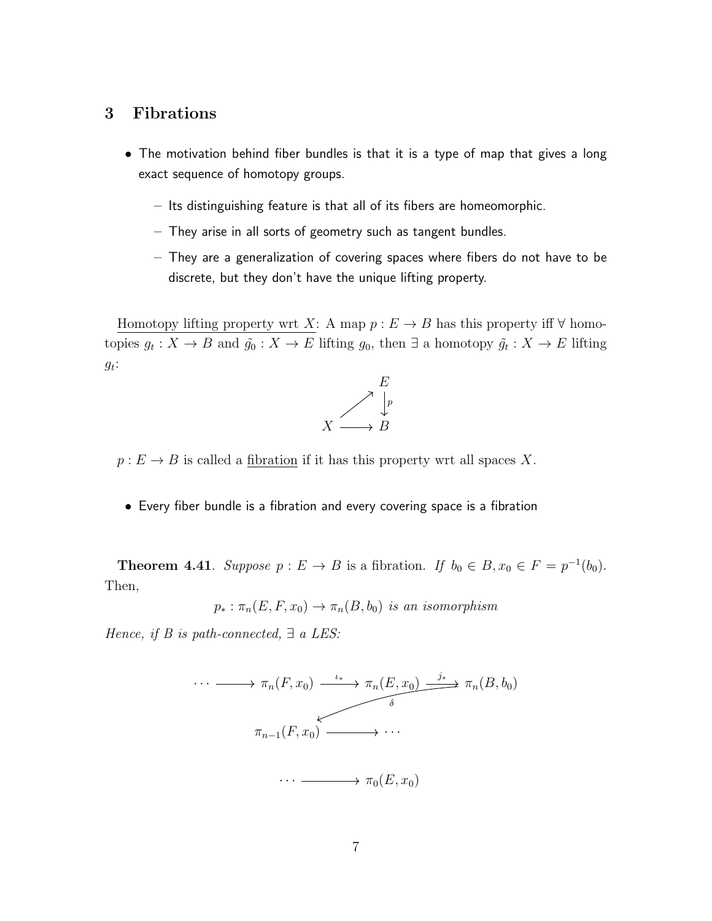## 3 Fibrations

- The motivation behind fiber bundles is that it is a type of map that gives a long exact sequence of homotopy groups.
  - Its distinguishing feature is that all of its fibers are homeomorphic.
  - They arise in all sorts of geometry such as tangent bundles.
  - They are a generalization of covering spaces where fibers do not have to be discrete, but they don't have the unique lifting property.

<u>Homotopy lifting property wrt $X$</u>: A map $p : E \to B$ has this property iff $\forall$ homotopies $g_t : X \to B$ and $\tilde{g_0} : X \to E$ lifting $g_0$, then $\exists$ a homotopy $\tilde{g_t} : X \to E$ lifting $g_t$:

$$\begin{array}{ccc} & & E \\ & \nearrow & \downarrow p \\ X & \longrightarrow & B \end{array}$$

$p : E \to B$ is called a <u>fibration</u> if it has this property wrt all spaces $X$.

- Every fiber bundle is a fibration and every covering space is a fibration

**Theorem 4.41**. *Suppose $p : E \to B$ is a fibration. If $b_0 \in B, x_0 \in F = p^{-1}(b_0)$. Then,*

$$p_* : \pi_n(E, F, x_0) \to \pi_n(B, b_0) \textit{ is an isomorphism}$$

*Hence, if $B$ is path-connected, $\exists$ a LES:*

$$\cdots \longrightarrow \pi_n(F, x_0) \xrightarrow{\iota_*} \pi_n(E, x_0) \xrightarrow{j_*} \pi_n(B, b_0) \xrightarrow{\delta} \pi_{n-1}(F, x_0) \longrightarrow \cdots$$

$$\cdots \longrightarrow \pi_0(E, x_0)$$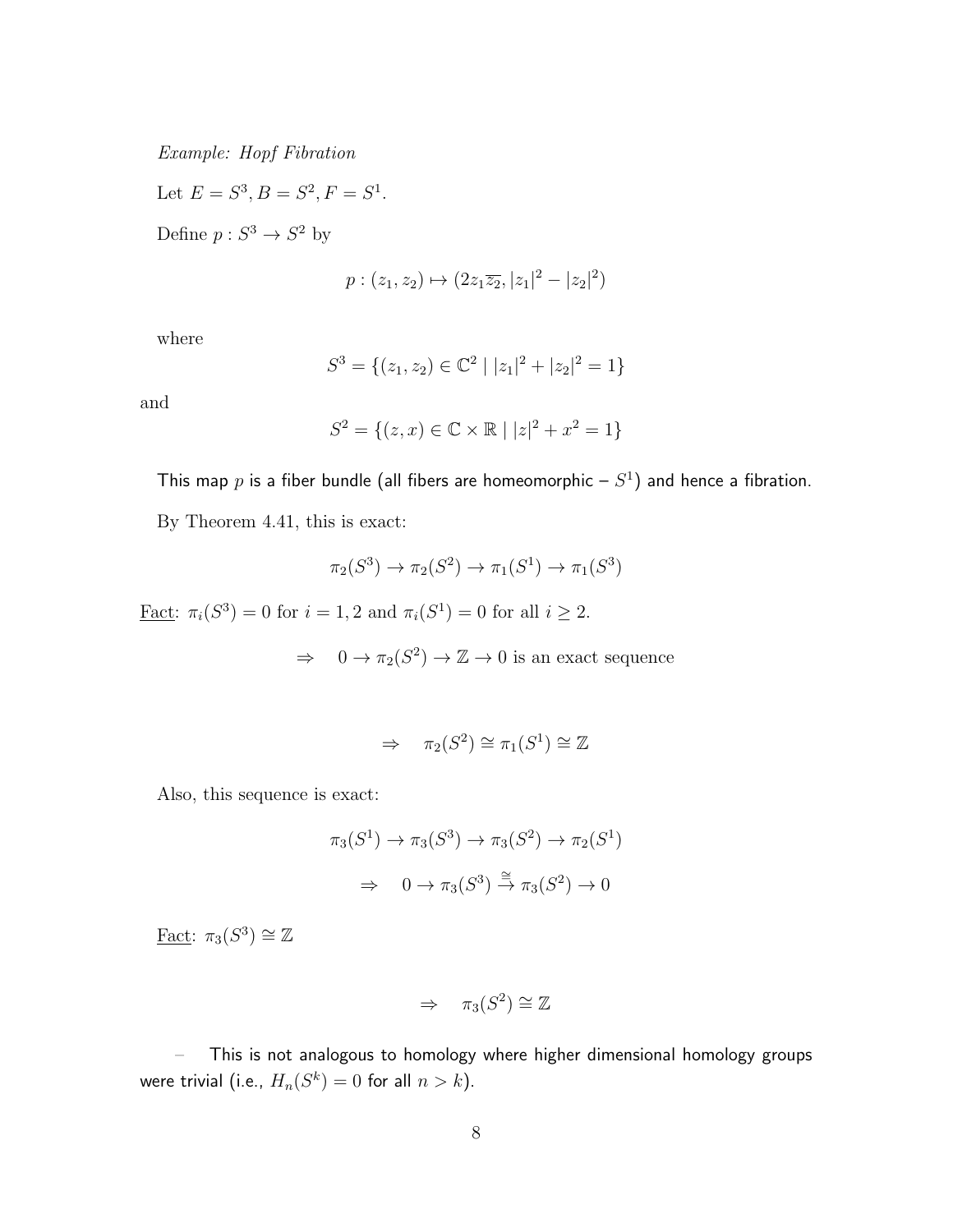*Example: Hopf Fibration*

Let $E = S^3, B = S^2, F = S^1$.

Define $p : S^3 \to S^2$ by

$$p : (z_1, z_2) \mapsto (2z_1\overline{z_2}, |z_1|^2 - |z_2|^2)$$

where

$$S^3 = \{(z_1, z_2) \in \mathbb{C}^2 \mid |z_1|^2 + |z_2|^2 = 1\}$$

and

$$S^2 = \{(z, x) \in \mathbb{C} \times \mathbb{R} \mid |z|^2 + x^2 = 1\}$$

This map $p$ is a fiber bundle (all fibers are homeomorphic – $S^1$) and hence a fibration.

By Theorem 4.41, this is exact:

$$\pi_2(S^3) \to \pi_2(S^2) \to \pi_1(S^1) \to \pi_1(S^3)$$

<u>Fact</u>: $\pi_i(S^3) = 0$ for $i = 1, 2$ and $\pi_i(S^1) = 0$ for all $i \geq 2$.

$$\Rightarrow \quad 0 \to \pi_2(S^2) \to \mathbb{Z} \to 0 \text{ is an exact sequence}$$

$$\Rightarrow \quad \pi_2(S^2) \cong \pi_1(S^1) \cong \mathbb{Z}$$

Also, this sequence is exact:

$$\pi_3(S^1) \to \pi_3(S^3) \to \pi_3(S^2) \to \pi_2(S^1)$$

$$\Rightarrow \quad 0 \to \pi_3(S^3) \stackrel{\cong}{\to} \pi_3(S^2) \to 0$$

<u>Fact</u>: $\pi_3(S^3) \cong \mathbb{Z}$

$$\Rightarrow \quad \pi_3(S^2) \cong \mathbb{Z}$$

– This is not analogous to homology where higher dimensional homology groups were trivial (i.e., $H_n(S^k) = 0$ for all $n > k$).